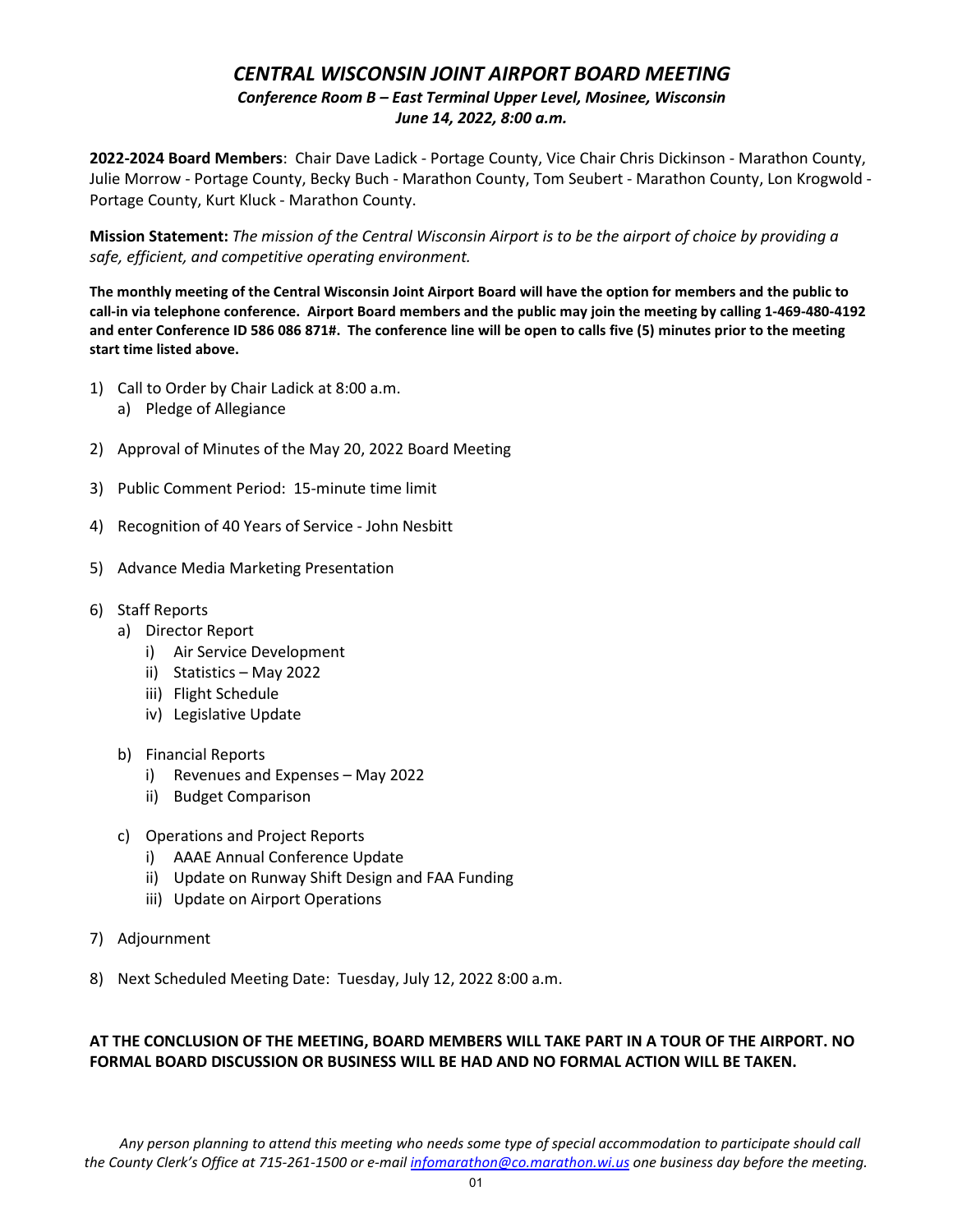# *CENTRAL WISCONSIN JOINT AIRPORT BOARD MEETING*

***Conference Room B – East Terminal Upper Level, Mosinee, Wisconsin***
***June 14, 2022, 8:00 a.m.***

**2022-2024 Board Members**: Chair Dave Ladick - Portage County, Vice Chair Chris Dickinson - Marathon County, Julie Morrow - Portage County, Becky Buch - Marathon County, Tom Seubert - Marathon County, Lon Krogwold - Portage County, Kurt Kluck - Marathon County.

**Mission Statement:** *The mission of the Central Wisconsin Airport is to be the airport of choice by providing a safe, efficient, and competitive operating environment.*

**The monthly meeting of the Central Wisconsin Joint Airport Board will have the option for members and the public to call-in via telephone conference. Airport Board members and the public may join the meeting by calling 1-469-480-4192 and enter Conference ID 586 086 871#. The conference line will be open to calls five (5) minutes prior to the meeting start time listed above.**

1) Call to Order by Chair Ladick at 8:00 a.m.
   a) Pledge of Allegiance

2) Approval of Minutes of the May 20, 2022 Board Meeting

3) Public Comment Period: 15-minute time limit

4) Recognition of 40 Years of Service - John Nesbitt

5) Advance Media Marketing Presentation

6) Staff Reports
   a) Director Report
      i) Air Service Development
      ii) Statistics – May 2022
      iii) Flight Schedule
      iv) Legislative Update

   b) Financial Reports
      i) Revenues and Expenses – May 2022
      ii) Budget Comparison

   c) Operations and Project Reports
      i) AAAE Annual Conference Update
      ii) Update on Runway Shift Design and FAA Funding
      iii) Update on Airport Operations

7) Adjournment

8) Next Scheduled Meeting Date: Tuesday, July 12, 2022 8:00 a.m.

**AT THE CONCLUSION OF THE MEETING, BOARD MEMBERS WILL TAKE PART IN A TOUR OF THE AIRPORT. NO FORMAL BOARD DISCUSSION OR BUSINESS WILL BE HAD AND NO FORMAL ACTION WILL BE TAKEN.**

*Any person planning to attend this meeting who needs some type of special accommodation to participate should call the County Clerk's Office at 715-261-1500 or e-mail [infomarathon@co.marathon.wi.us](mailto:infomarathon@co.marathon.wi.us) one business day before the meeting.*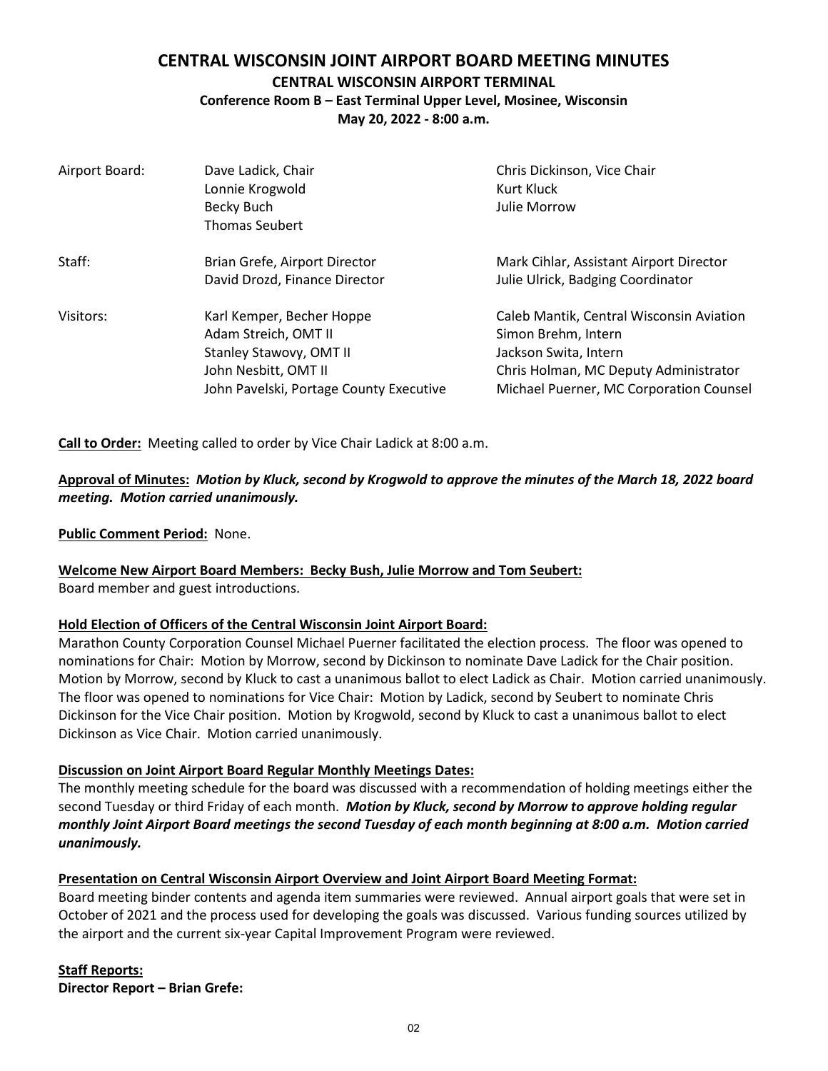# CENTRAL WISCONSIN JOINT AIRPORT BOARD MEETING MINUTES

**CENTRAL WISCONSIN AIRPORT TERMINAL**

**Conference Room B – East Terminal Upper Level, Mosinee, Wisconsin**

**May 20, 2022 - 8:00 a.m.**

| | | |
|---|---|---|
| Airport Board: | Dave Ladick, Chair | Chris Dickinson, Vice Chair |
| | Lonnie Krogwold | Kurt Kluck |
| | Becky Buch | Julie Morrow |
| | Thomas Seubert | |
| Staff: | Brian Grefe, Airport Director | Mark Cihlar, Assistant Airport Director |
| | David Drozd, Finance Director | Julie Ulrick, Badging Coordinator |
| Visitors: | Karl Kemper, Becher Hoppe | Caleb Mantik, Central Wisconsin Aviation |
| | Adam Streich, OMT II | Simon Brehm, Intern |
| | Stanley Stawovy, OMT II | Jackson Swita, Intern |
| | John Nesbitt, OMT II | Chris Holman, MC Deputy Administrator |
| | John Pavelski, Portage County Executive | Michael Puerner, MC Corporation Counsel |

**Call to Order:** Meeting called to order by Vice Chair Ladick at 8:00 a.m.

**Approval of Minutes:** ***Motion by Kluck, second by Krogwold to approve the minutes of the March 18, 2022 board meeting. Motion carried unanimously.***

**Public Comment Period:** None.

**Welcome New Airport Board Members: Becky Bush, Julie Morrow and Tom Seubert:**

Board member and guest introductions.

**Hold Election of Officers of the Central Wisconsin Joint Airport Board:**

Marathon County Corporation Counsel Michael Puerner facilitated the election process. The floor was opened to nominations for Chair: Motion by Morrow, second by Dickinson to nominate Dave Ladick for the Chair position. Motion by Morrow, second by Kluck to cast a unanimous ballot to elect Ladick as Chair. Motion carried unanimously. The floor was opened to nominations for Vice Chair: Motion by Ladick, second by Seubert to nominate Chris Dickinson for the Vice Chair position. Motion by Krogwold, second by Kluck to cast a unanimous ballot to elect Dickinson as Vice Chair. Motion carried unanimously.

**Discussion on Joint Airport Board Regular Monthly Meetings Dates:**

The monthly meeting schedule for the board was discussed with a recommendation of holding meetings either the second Tuesday or third Friday of each month. ***Motion by Kluck, second by Morrow to approve holding regular monthly Joint Airport Board meetings the second Tuesday of each month beginning at 8:00 a.m. Motion carried unanimously.***

**Presentation on Central Wisconsin Airport Overview and Joint Airport Board Meeting Format:**

Board meeting binder contents and agenda item summaries were reviewed. Annual airport goals that were set in October of 2021 and the process used for developing the goals was discussed. Various funding sources utilized by the airport and the current six-year Capital Improvement Program were reviewed.

**Staff Reports:**

**Director Report – Brian Grefe:**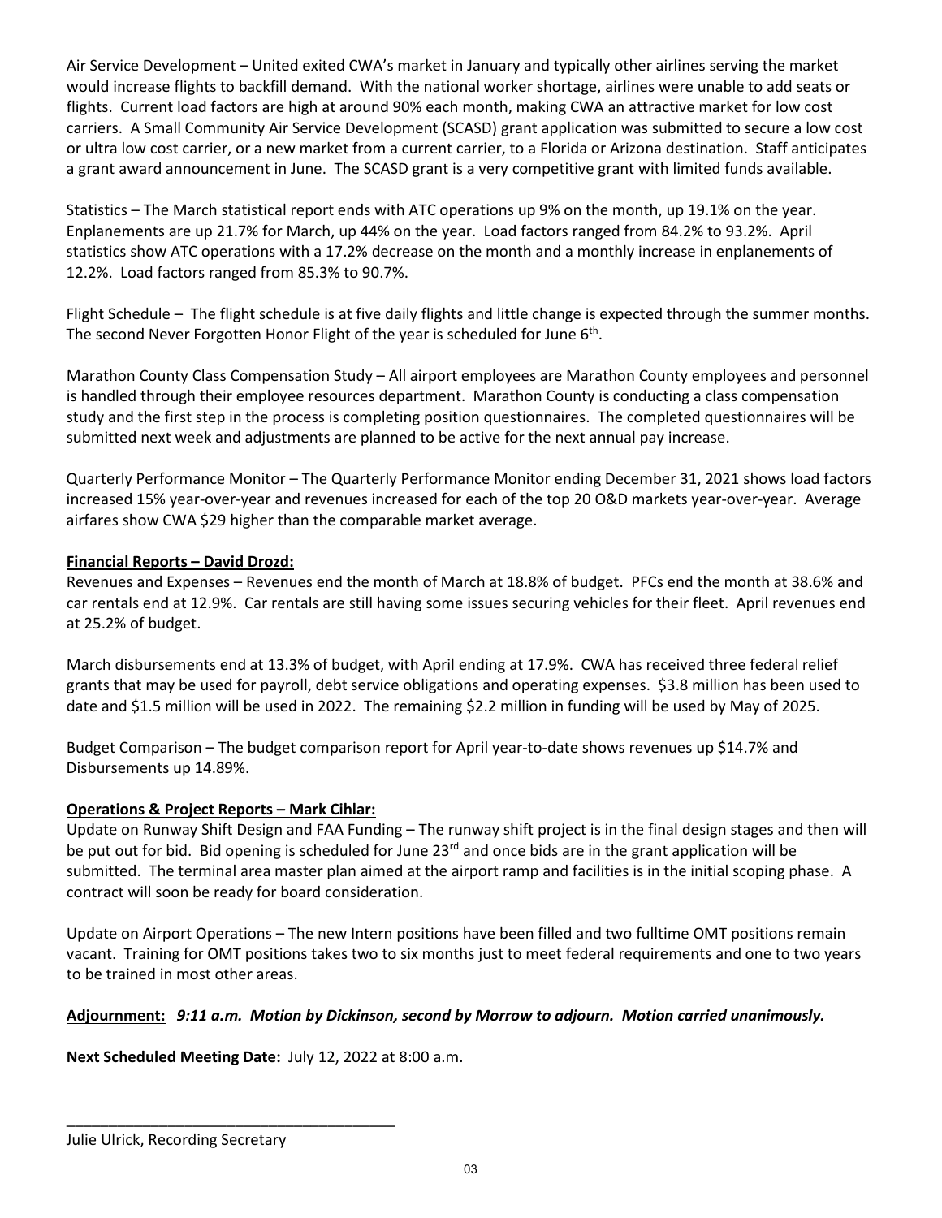Air Service Development – United exited CWA's market in January and typically other airlines serving the market would increase flights to backfill demand. With the national worker shortage, airlines were unable to add seats or flights. Current load factors are high at around 90% each month, making CWA an attractive market for low cost carriers. A Small Community Air Service Development (SCASD) grant application was submitted to secure a low cost or ultra low cost carrier, or a new market from a current carrier, to a Florida or Arizona destination. Staff anticipates a grant award announcement in June. The SCASD grant is a very competitive grant with limited funds available.

Statistics – The March statistical report ends with ATC operations up 9% on the month, up 19.1% on the year. Enplanements are up 21.7% for March, up 44% on the year. Load factors ranged from 84.2% to 93.2%. April statistics show ATC operations with a 17.2% decrease on the month and a monthly increase in enplanements of 12.2%. Load factors ranged from 85.3% to 90.7%.

Flight Schedule – The flight schedule is at five daily flights and little change is expected through the summer months. The second Never Forgotten Honor Flight of the year is scheduled for June 6th.

Marathon County Class Compensation Study – All airport employees are Marathon County employees and personnel is handled through their employee resources department. Marathon County is conducting a class compensation study and the first step in the process is completing position questionnaires. The completed questionnaires will be submitted next week and adjustments are planned to be active for the next annual pay increase.

Quarterly Performance Monitor – The Quarterly Performance Monitor ending December 31, 2021 shows load factors increased 15% year-over-year and revenues increased for each of the top 20 O&D markets year-over-year. Average airfares show CWA $29 higher than the comparable market average.

**<u>Financial Reports – David Drozd:</u>**

Revenues and Expenses – Revenues end the month of March at 18.8% of budget. PFCs end the month at 38.6% and car rentals end at 12.9%. Car rentals are still having some issues securing vehicles for their fleet. April revenues end at 25.2% of budget.

March disbursements end at 13.3% of budget, with April ending at 17.9%. CWA has received three federal relief grants that may be used for payroll, debt service obligations and operating expenses. $3.8 million has been used to date and $1.5 million will be used in 2022. The remaining $2.2 million in funding will be used by May of 2025.

Budget Comparison – The budget comparison report for April year-to-date shows revenues up $14.7% and Disbursements up 14.89%.

**<u>Operations & Project Reports – Mark Cihlar:</u>**

Update on Runway Shift Design and FAA Funding – The runway shift project is in the final design stages and then will be put out for bid. Bid opening is scheduled for June 23rd and once bids are in the grant application will be submitted. The terminal area master plan aimed at the airport ramp and facilities is in the initial scoping phase. A contract will soon be ready for board consideration.

Update on Airport Operations – The new Intern positions have been filled and two fulltime OMT positions remain vacant. Training for OMT positions takes two to six months just to meet federal requirements and one to two years to be trained in most other areas.

**<u>Adjournment:</u>** ***9:11 a.m. Motion by Dickinson, second by Morrow to adjourn. Motion carried unanimously.***

**<u>Next Scheduled Meeting Date:</u>** July 12, 2022 at 8:00 a.m.

\_\_\_\_\_\_\_\_\_\_\_\_\_\_\_\_\_\_\_\_\_\_\_\_\_\_\_\_\_\_\_\_\_\_\_\_\_\_\_\_

Julie Ulrick, Recording Secretary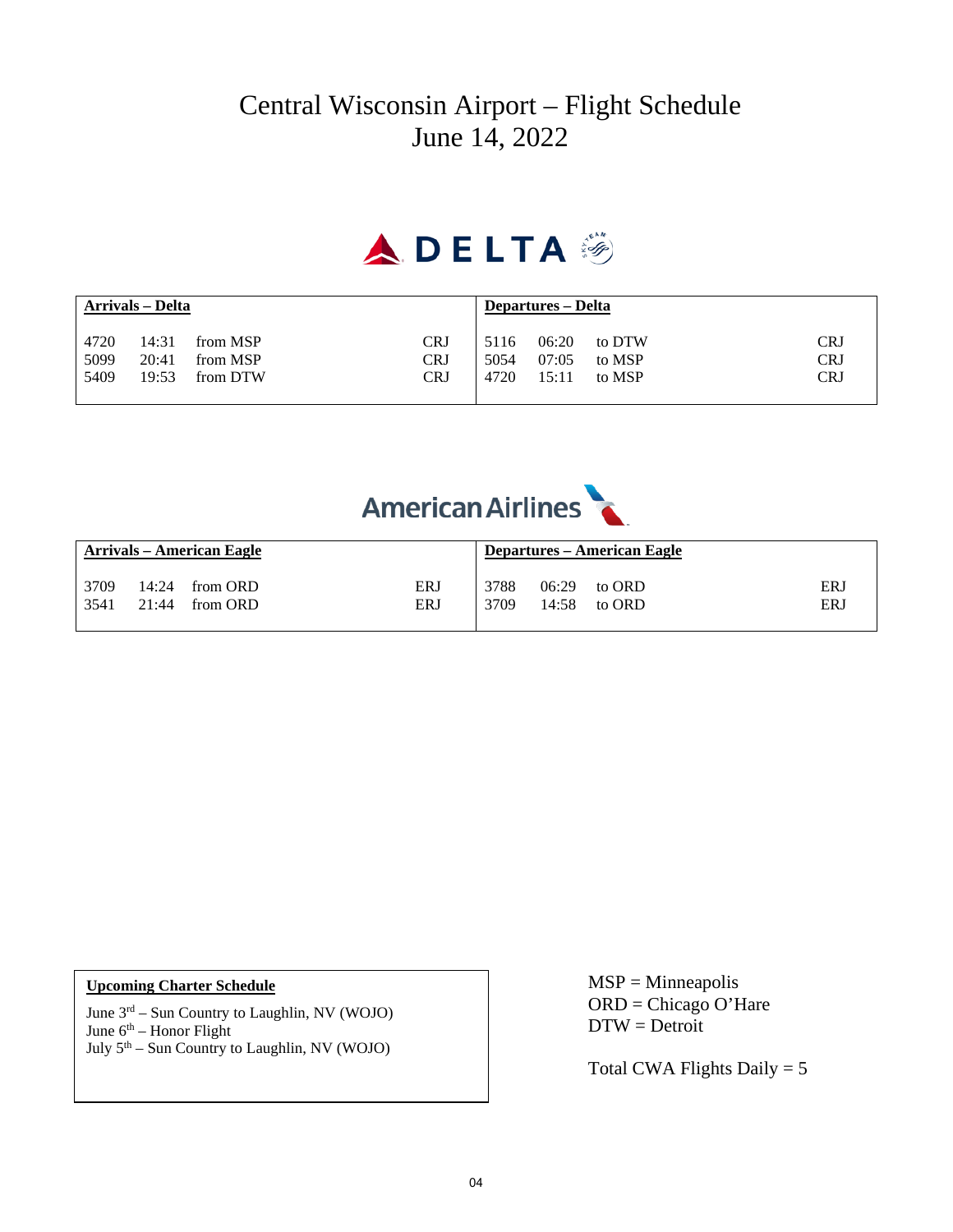# Central Wisconsin Airport – Flight Schedule
## June 14, 2022

DELTA

| Arrivals – Delta | | | | Departures – Delta | | | |
|---|---|---|---|---|---|---|---|
| 4720 | 14:31 | from MSP | CRJ | 5116 | 06:20 | to DTW | CRJ |
| 5099 | 20:41 | from MSP | CRJ | 5054 | 07:05 | to MSP | CRJ |
| 5409 | 19:53 | from DTW | CRJ | 4720 | 15:11 | to MSP | CRJ |

American Airlines

| Arrivals – American Eagle | | | | Departures – American Eagle | | | |
|---|---|---|---|---|---|---|---|
| 3709 | 14:24 | from ORD | ERJ | 3788 | 06:29 | to ORD | ERJ |
| 3541 | 21:44 | from ORD | ERJ | 3709 | 14:58 | to ORD | ERJ |

**Upcoming Charter Schedule**

June 3rd – Sun Country to Laughlin, NV (WOJO)
June 6th – Honor Flight
July 5th – Sun Country to Laughlin, NV (WOJO)

MSP = Minneapolis
ORD = Chicago O'Hare
DTW = Detroit

Total CWA Flights Daily = 5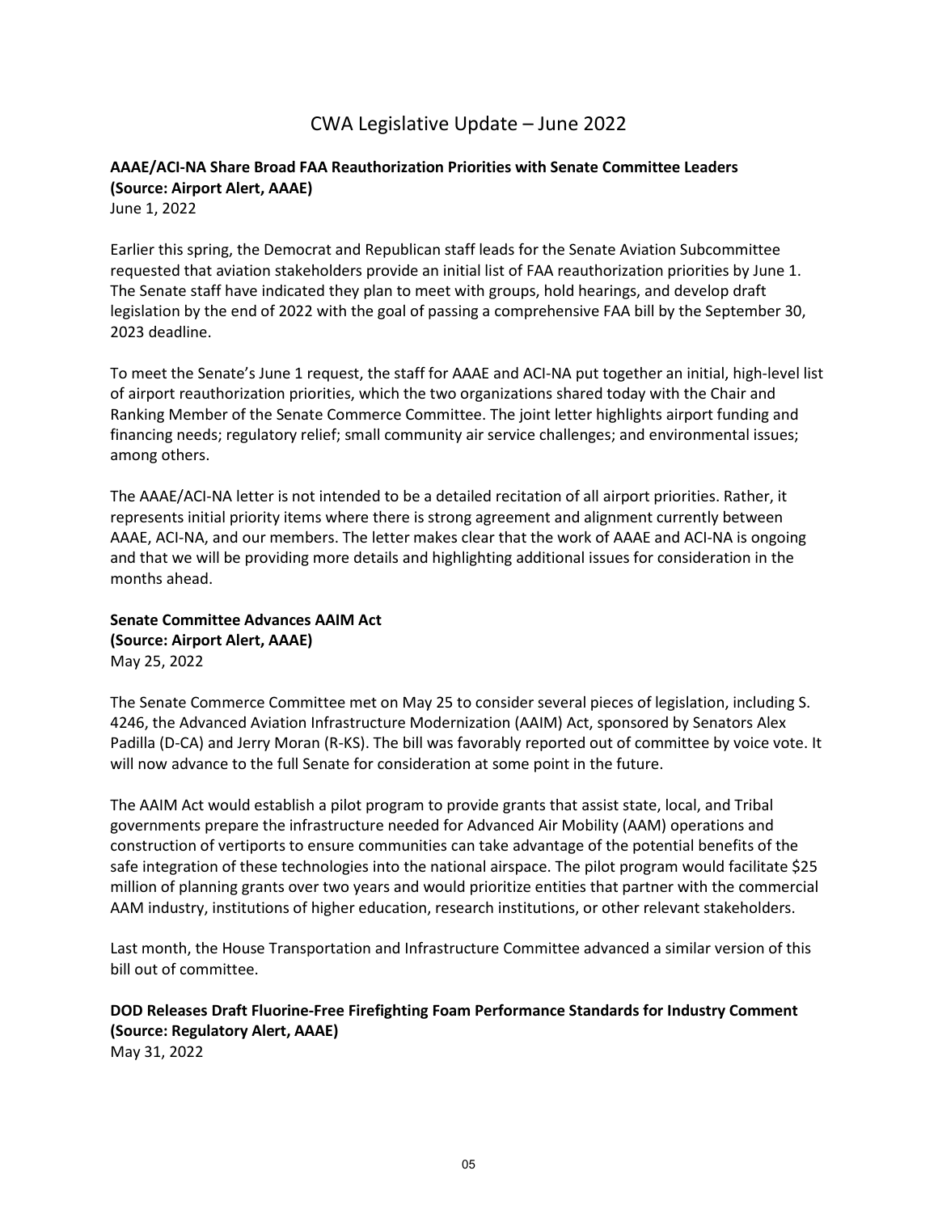# CWA Legislative Update – June 2022

**AAAE/ACI-NA Share Broad FAA Reauthorization Priorities with Senate Committee Leaders (Source: Airport Alert, AAAE)**
June 1, 2022

Earlier this spring, the Democrat and Republican staff leads for the Senate Aviation Subcommittee requested that aviation stakeholders provide an initial list of FAA reauthorization priorities by June 1. The Senate staff have indicated they plan to meet with groups, hold hearings, and develop draft legislation by the end of 2022 with the goal of passing a comprehensive FAA bill by the September 30, 2023 deadline.

To meet the Senate's June 1 request, the staff for AAAE and ACI-NA put together an initial, high-level list of airport reauthorization priorities, which the two organizations shared today with the Chair and Ranking Member of the Senate Commerce Committee. The joint letter highlights airport funding and financing needs; regulatory relief; small community air service challenges; and environmental issues; among others.

The AAAE/ACI-NA letter is not intended to be a detailed recitation of all airport priorities. Rather, it represents initial priority items where there is strong agreement and alignment currently between AAAE, ACI-NA, and our members. The letter makes clear that the work of AAAE and ACI-NA is ongoing and that we will be providing more details and highlighting additional issues for consideration in the months ahead.

**Senate Committee Advances AAIM Act (Source: Airport Alert, AAAE)**
May 25, 2022

The Senate Commerce Committee met on May 25 to consider several pieces of legislation, including S. 4246, the Advanced Aviation Infrastructure Modernization (AAIM) Act, sponsored by Senators Alex Padilla (D-CA) and Jerry Moran (R-KS). The bill was favorably reported out of committee by voice vote. It will now advance to the full Senate for consideration at some point in the future.

The AAIM Act would establish a pilot program to provide grants that assist state, local, and Tribal governments prepare the infrastructure needed for Advanced Air Mobility (AAM) operations and construction of vertiports to ensure communities can take advantage of the potential benefits of the safe integration of these technologies into the national airspace. The pilot program would facilitate $25 million of planning grants over two years and would prioritize entities that partner with the commercial AAM industry, institutions of higher education, research institutions, or other relevant stakeholders.

Last month, the House Transportation and Infrastructure Committee advanced a similar version of this bill out of committee.

**DOD Releases Draft Fluorine-Free Firefighting Foam Performance Standards for Industry Comment (Source: Regulatory Alert, AAAE)**
May 31, 2022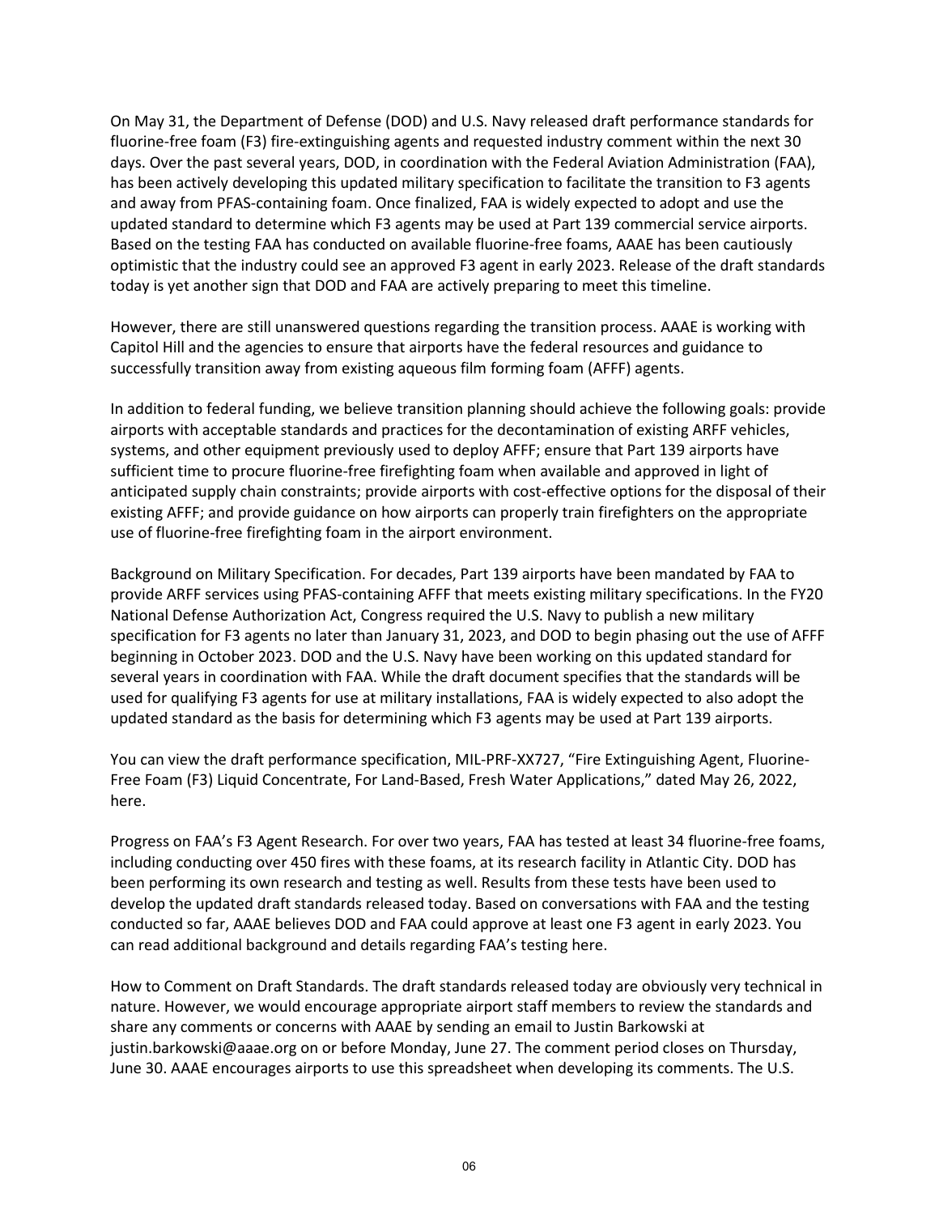On May 31, the Department of Defense (DOD) and U.S. Navy released draft performance standards for fluorine-free foam (F3) fire-extinguishing agents and requested industry comment within the next 30 days. Over the past several years, DOD, in coordination with the Federal Aviation Administration (FAA), has been actively developing this updated military specification to facilitate the transition to F3 agents and away from PFAS-containing foam. Once finalized, FAA is widely expected to adopt and use the updated standard to determine which F3 agents may be used at Part 139 commercial service airports. Based on the testing FAA has conducted on available fluorine-free foams, AAAE has been cautiously optimistic that the industry could see an approved F3 agent in early 2023. Release of the draft standards today is yet another sign that DOD and FAA are actively preparing to meet this timeline.

However, there are still unanswered questions regarding the transition process. AAAE is working with Capitol Hill and the agencies to ensure that airports have the federal resources and guidance to successfully transition away from existing aqueous film forming foam (AFFF) agents.

In addition to federal funding, we believe transition planning should achieve the following goals: provide airports with acceptable standards and practices for the decontamination of existing ARFF vehicles, systems, and other equipment previously used to deploy AFFF; ensure that Part 139 airports have sufficient time to procure fluorine-free firefighting foam when available and approved in light of anticipated supply chain constraints; provide airports with cost-effective options for the disposal of their existing AFFF; and provide guidance on how airports can properly train firefighters on the appropriate use of fluorine-free firefighting foam in the airport environment.

Background on Military Specification. For decades, Part 139 airports have been mandated by FAA to provide ARFF services using PFAS-containing AFFF that meets existing military specifications. In the FY20 National Defense Authorization Act, Congress required the U.S. Navy to publish a new military specification for F3 agents no later than January 31, 2023, and DOD to begin phasing out the use of AFFF beginning in October 2023. DOD and the U.S. Navy have been working on this updated standard for several years in coordination with FAA. While the draft document specifies that the standards will be used for qualifying F3 agents for use at military installations, FAA is widely expected to also adopt the updated standard as the basis for determining which F3 agents may be used at Part 139 airports.

You can view the draft performance specification, MIL-PRF-XX727, "Fire Extinguishing Agent, Fluorine-Free Foam (F3) Liquid Concentrate, For Land-Based, Fresh Water Applications," dated May 26, 2022, here.

Progress on FAA's F3 Agent Research. For over two years, FAA has tested at least 34 fluorine-free foams, including conducting over 450 fires with these foams, at its research facility in Atlantic City. DOD has been performing its own research and testing as well. Results from these tests have been used to develop the updated draft standards released today. Based on conversations with FAA and the testing conducted so far, AAAE believes DOD and FAA could approve at least one F3 agent in early 2023. You can read additional background and details regarding FAA's testing here.

How to Comment on Draft Standards. The draft standards released today are obviously very technical in nature. However, we would encourage appropriate airport staff members to review the standards and share any comments or concerns with AAAE by sending an email to Justin Barkowski at justin.barkowski@aaae.org on or before Monday, June 27. The comment period closes on Thursday, June 30. AAAE encourages airports to use this spreadsheet when developing its comments. The U.S.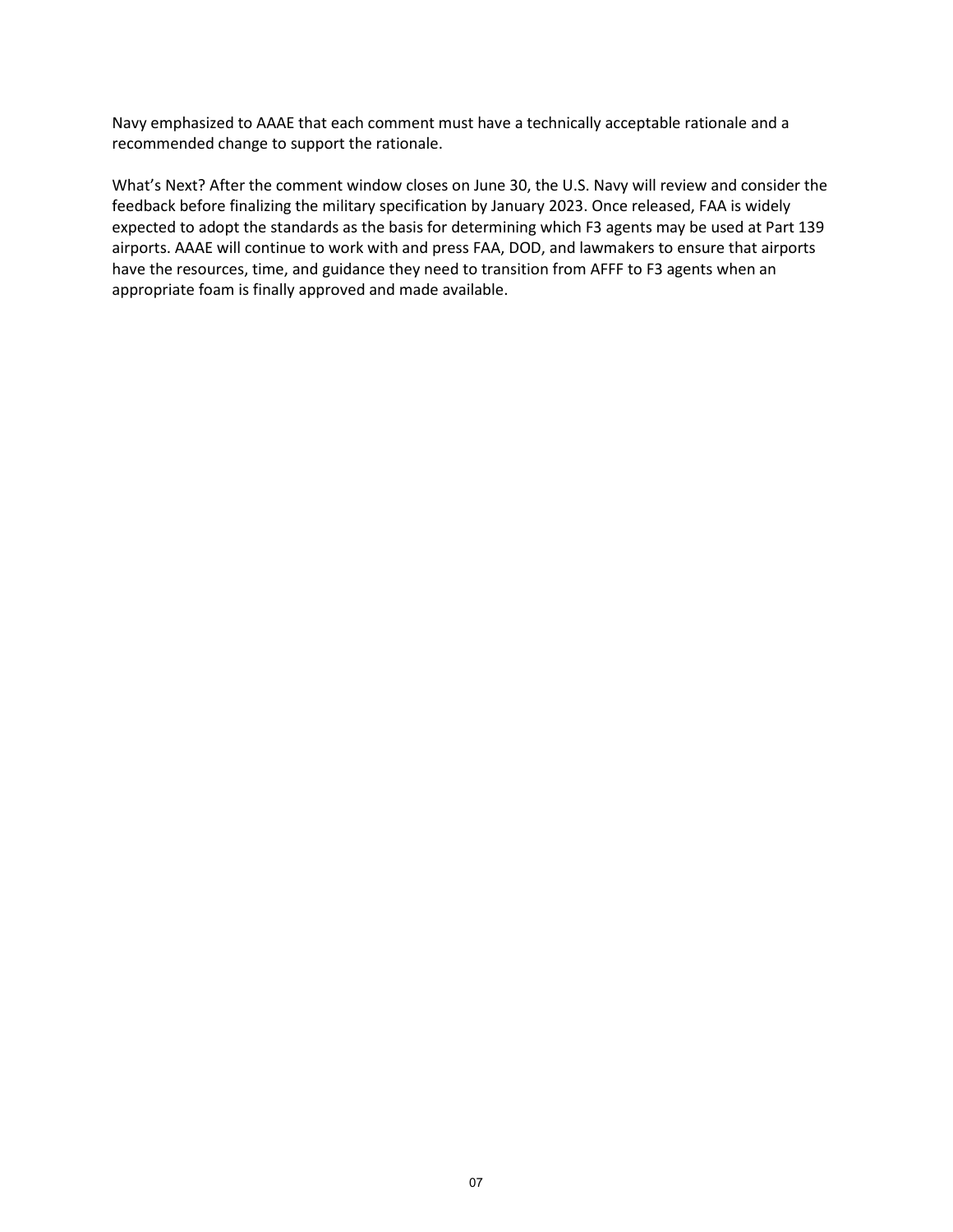Navy emphasized to AAAE that each comment must have a technically acceptable rationale and a recommended change to support the rationale.

What's Next? After the comment window closes on June 30, the U.S. Navy will review and consider the feedback before finalizing the military specification by January 2023. Once released, FAA is widely expected to adopt the standards as the basis for determining which F3 agents may be used at Part 139 airports. AAAE will continue to work with and press FAA, DOD, and lawmakers to ensure that airports have the resources, time, and guidance they need to transition from AFFF to F3 agents when an appropriate foam is finally approved and made available.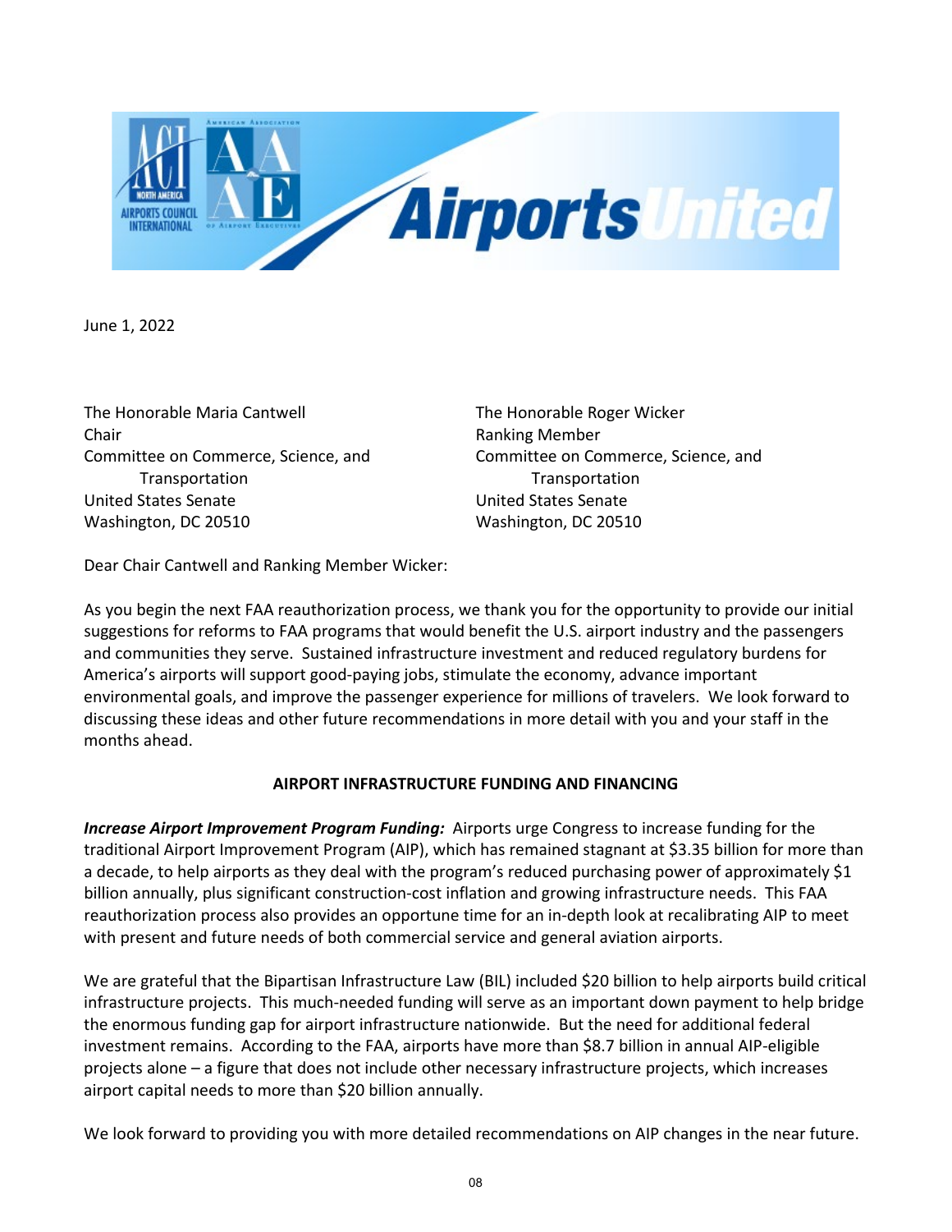June 1, 2022

The Honorable Maria Cantwell
Chair
Committee on Commerce, Science, and Transportation
United States Senate
Washington, DC 20510

The Honorable Roger Wicker
Ranking Member
Committee on Commerce, Science, and Transportation
United States Senate
Washington, DC 20510

Dear Chair Cantwell and Ranking Member Wicker:

As you begin the next FAA reauthorization process, we thank you for the opportunity to provide our initial suggestions for reforms to FAA programs that would benefit the U.S. airport industry and the passengers and communities they serve. Sustained infrastructure investment and reduced regulatory burdens for America's airports will support good-paying jobs, stimulate the economy, advance important environmental goals, and improve the passenger experience for millions of travelers. We look forward to discussing these ideas and other future recommendations in more detail with you and your staff in the months ahead.

## AIRPORT INFRASTRUCTURE FUNDING AND FINANCING

***Increase Airport Improvement Program Funding:*** Airports urge Congress to increase funding for the traditional Airport Improvement Program (AIP), which has remained stagnant at $3.35 billion for more than a decade, to help airports as they deal with the program's reduced purchasing power of approximately $1 billion annually, plus significant construction-cost inflation and growing infrastructure needs. This FAA reauthorization process also provides an opportune time for an in-depth look at recalibrating AIP to meet with present and future needs of both commercial service and general aviation airports.

We are grateful that the Bipartisan Infrastructure Law (BIL) included $20 billion to help airports build critical infrastructure projects. This much-needed funding will serve as an important down payment to help bridge the enormous funding gap for airport infrastructure nationwide. But the need for additional federal investment remains. According to the FAA, airports have more than $8.7 billion in annual AIP-eligible projects alone – a figure that does not include other necessary infrastructure projects, which increases airport capital needs to more than $20 billion annually.

We look forward to providing you with more detailed recommendations on AIP changes in the near future.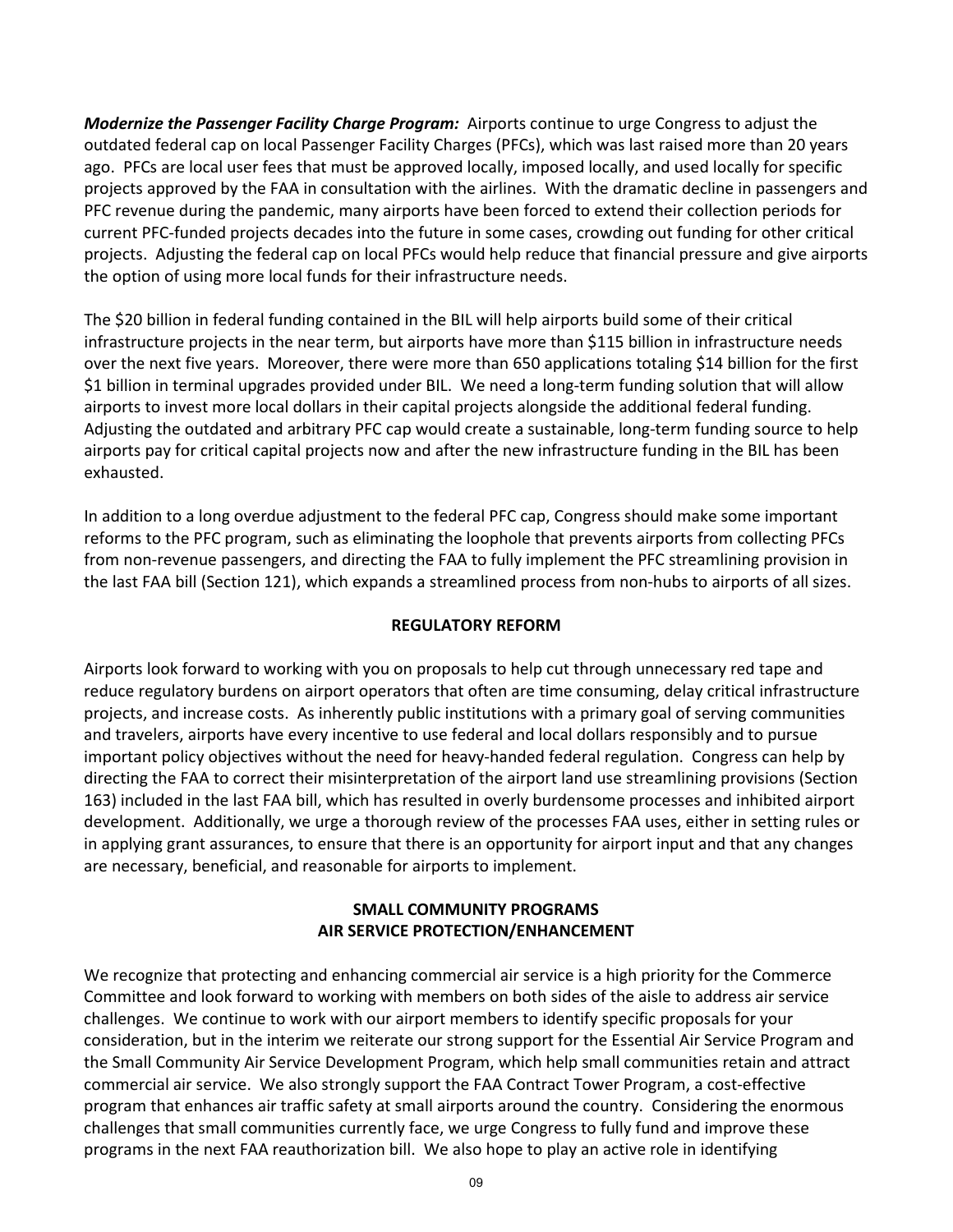***Modernize the Passenger Facility Charge Program:*** Airports continue to urge Congress to adjust the outdated federal cap on local Passenger Facility Charges (PFCs), which was last raised more than 20 years ago. PFCs are local user fees that must be approved locally, imposed locally, and used locally for specific projects approved by the FAA in consultation with the airlines. With the dramatic decline in passengers and PFC revenue during the pandemic, many airports have been forced to extend their collection periods for current PFC-funded projects decades into the future in some cases, crowding out funding for other critical projects. Adjusting the federal cap on local PFCs would help reduce that financial pressure and give airports the option of using more local funds for their infrastructure needs.

The $20 billion in federal funding contained in the BIL will help airports build some of their critical infrastructure projects in the near term, but airports have more than $115 billion in infrastructure needs over the next five years. Moreover, there were more than 650 applications totaling $14 billion for the first $1 billion in terminal upgrades provided under BIL. We need a long-term funding solution that will allow airports to invest more local dollars in their capital projects alongside the additional federal funding. Adjusting the outdated and arbitrary PFC cap would create a sustainable, long-term funding source to help airports pay for critical capital projects now and after the new infrastructure funding in the BIL has been exhausted.

In addition to a long overdue adjustment to the federal PFC cap, Congress should make some important reforms to the PFC program, such as eliminating the loophole that prevents airports from collecting PFCs from non-revenue passengers, and directing the FAA to fully implement the PFC streamlining provision in the last FAA bill (Section 121), which expands a streamlined process from non-hubs to airports of all sizes.

## REGULATORY REFORM

Airports look forward to working with you on proposals to help cut through unnecessary red tape and reduce regulatory burdens on airport operators that often are time consuming, delay critical infrastructure projects, and increase costs. As inherently public institutions with a primary goal of serving communities and travelers, airports have every incentive to use federal and local dollars responsibly and to pursue important policy objectives without the need for heavy-handed federal regulation. Congress can help by directing the FAA to correct their misinterpretation of the airport land use streamlining provisions (Section 163) included in the last FAA bill, which has resulted in overly burdensome processes and inhibited airport development. Additionally, we urge a thorough review of the processes FAA uses, either in setting rules or in applying grant assurances, to ensure that there is an opportunity for airport input and that any changes are necessary, beneficial, and reasonable for airports to implement.

## SMALL COMMUNITY PROGRAMS
## AIR SERVICE PROTECTION/ENHANCEMENT

We recognize that protecting and enhancing commercial air service is a high priority for the Commerce Committee and look forward to working with members on both sides of the aisle to address air service challenges. We continue to work with our airport members to identify specific proposals for your consideration, but in the interim we reiterate our strong support for the Essential Air Service Program and the Small Community Air Service Development Program, which help small communities retain and attract commercial air service. We also strongly support the FAA Contract Tower Program, a cost-effective program that enhances air traffic safety at small airports around the country. Considering the enormous challenges that small communities currently face, we urge Congress to fully fund and improve these programs in the next FAA reauthorization bill. We also hope to play an active role in identifying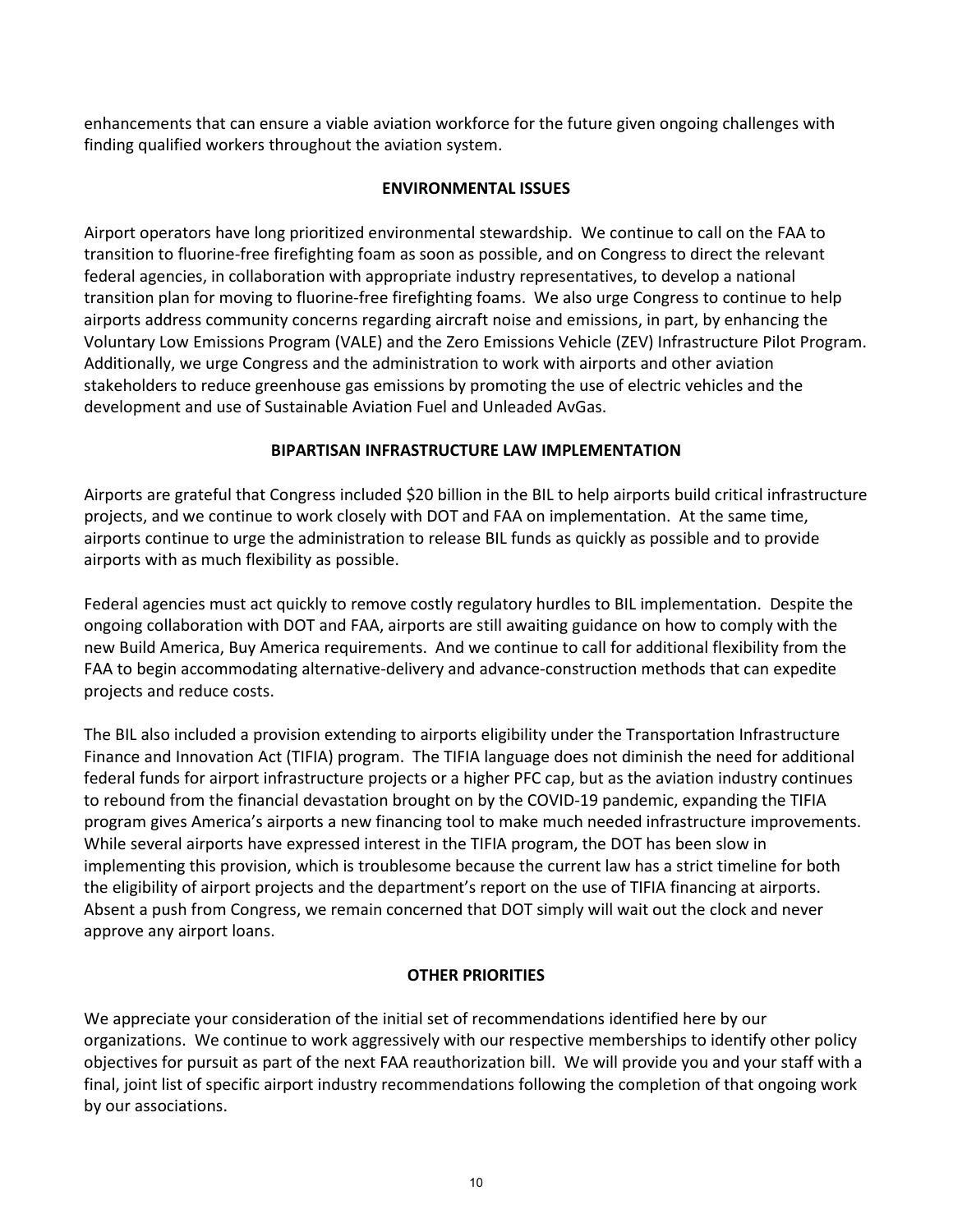enhancements that can ensure a viable aviation workforce for the future given ongoing challenges with finding qualified workers throughout the aviation system.

## ENVIRONMENTAL ISSUES

Airport operators have long prioritized environmental stewardship. We continue to call on the FAA to transition to fluorine-free firefighting foam as soon as possible, and on Congress to direct the relevant federal agencies, in collaboration with appropriate industry representatives, to develop a national transition plan for moving to fluorine-free firefighting foams. We also urge Congress to continue to help airports address community concerns regarding aircraft noise and emissions, in part, by enhancing the Voluntary Low Emissions Program (VALE) and the Zero Emissions Vehicle (ZEV) Infrastructure Pilot Program. Additionally, we urge Congress and the administration to work with airports and other aviation stakeholders to reduce greenhouse gas emissions by promoting the use of electric vehicles and the development and use of Sustainable Aviation Fuel and Unleaded AvGas.

## BIPARTISAN INFRASTRUCTURE LAW IMPLEMENTATION

Airports are grateful that Congress included $20 billion in the BIL to help airports build critical infrastructure projects, and we continue to work closely with DOT and FAA on implementation. At the same time, airports continue to urge the administration to release BIL funds as quickly as possible and to provide airports with as much flexibility as possible.

Federal agencies must act quickly to remove costly regulatory hurdles to BIL implementation. Despite the ongoing collaboration with DOT and FAA, airports are still awaiting guidance on how to comply with the new Build America, Buy America requirements. And we continue to call for additional flexibility from the FAA to begin accommodating alternative-delivery and advance-construction methods that can expedite projects and reduce costs.

The BIL also included a provision extending to airports eligibility under the Transportation Infrastructure Finance and Innovation Act (TIFIA) program. The TIFIA language does not diminish the need for additional federal funds for airport infrastructure projects or a higher PFC cap, but as the aviation industry continues to rebound from the financial devastation brought on by the COVID-19 pandemic, expanding the TIFIA program gives America's airports a new financing tool to make much needed infrastructure improvements. While several airports have expressed interest in the TIFIA program, the DOT has been slow in implementing this provision, which is troublesome because the current law has a strict timeline for both the eligibility of airport projects and the department's report on the use of TIFIA financing at airports. Absent a push from Congress, we remain concerned that DOT simply will wait out the clock and never approve any airport loans.

## OTHER PRIORITIES

We appreciate your consideration of the initial set of recommendations identified here by our organizations. We continue to work aggressively with our respective memberships to identify other policy objectives for pursuit as part of the next FAA reauthorization bill. We will provide you and your staff with a final, joint list of specific airport industry recommendations following the completion of that ongoing work by our associations.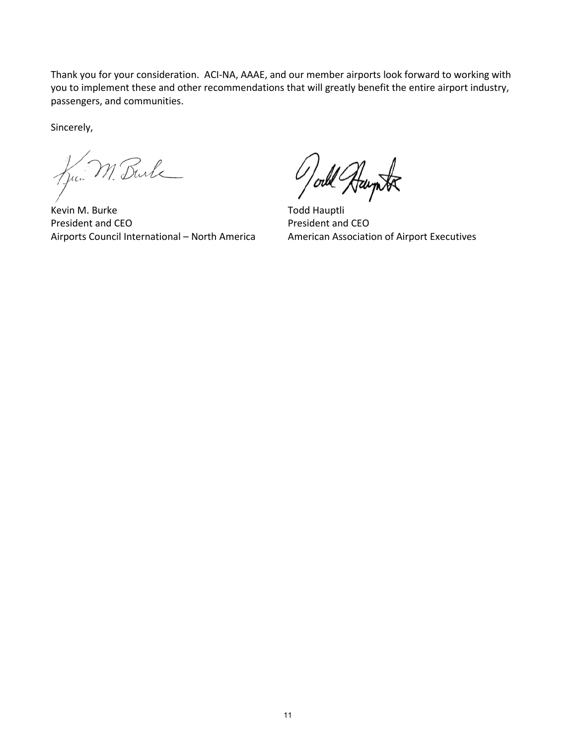Thank you for your consideration. ACI-NA, AAAE, and our member airports look forward to working with you to implement these and other recommendations that will greatly benefit the entire airport industry, passengers, and communities.

Sincerely,

Kevin M. Burke
President and CEO
Airports Council International – North America

Todd Hauptli
President and CEO
American Association of Airport Executives